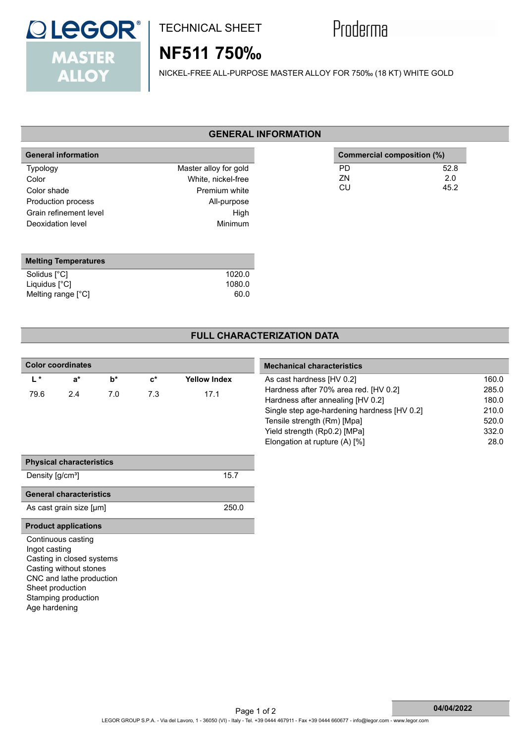LEGOR® MASTER ALLOY

TECHNICAL SHEET

Proderma

# NF511 750‰

NICKEL-FREE ALL-PURPOSE MASTER ALLOY FOR 750‰ (18 KT) WHITE GOLD

## GENERAL INFORMATION

| General information | |
|---|---|
| Typology | Master alloy for gold |
| Color | White, nickel-free |
| Color shade | Premium white |
| Production process | All-purpose |
| Grain refinement level | High |
| Deoxidation level | Minimum |

| Commercial composition (%) | |
|---|---|
| PD | 52.8 |
| ZN | 2.0 |
| CU | 45.2 |

| Melting Temperatures | |
|---|---|
| Solidus [°C] | 1020.0 |
| Liquidus [°C] | 1080.0 |
| Melting range [°C] | 60.0 |

## FULL CHARACTERIZATION DATA

**Color coordinates**

| L * | a* | b* | c* | Yellow Index |
|---|---|---|---|---|
| 79.6 | 2.4 | 7.0 | 7.3 | 17.1 |

| Mechanical characteristics | |
|---|---|
| As cast hardness [HV 0.2] | 160.0 |
| Hardness after 70% area red. [HV 0.2] | 285.0 |
| Hardness after annealing [HV 0.2] | 180.0 |
| Single step age-hardening hardness [HV 0.2] | 210.0 |
| Tensile strength (Rm) [Mpa] | 520.0 |
| Yield strength (Rp0.2) [MPa] | 332.0 |
| Elongation at rupture (A) [%] | 28.0 |

| Physical characteristics | |
|---|---|
| Density [g/cm³] | 15.7 |

| General characteristics | |
|---|---|
| As cast grain size [µm] | 250.0 |

**Product applications**

- Continuous casting
- Ingot casting
- Casting in closed systems
- Casting without stones
- CNC and lathe production
- Sheet production
- Stamping production
- Age hardening

04/04/2022

LEGOR GROUP S.P.A. - Via del Lavoro, 1 - 36050 (VI) - Italy - Tel. +39 0444 467911 - Fax +39 0444 660677 - info@legor.com - www.legor.com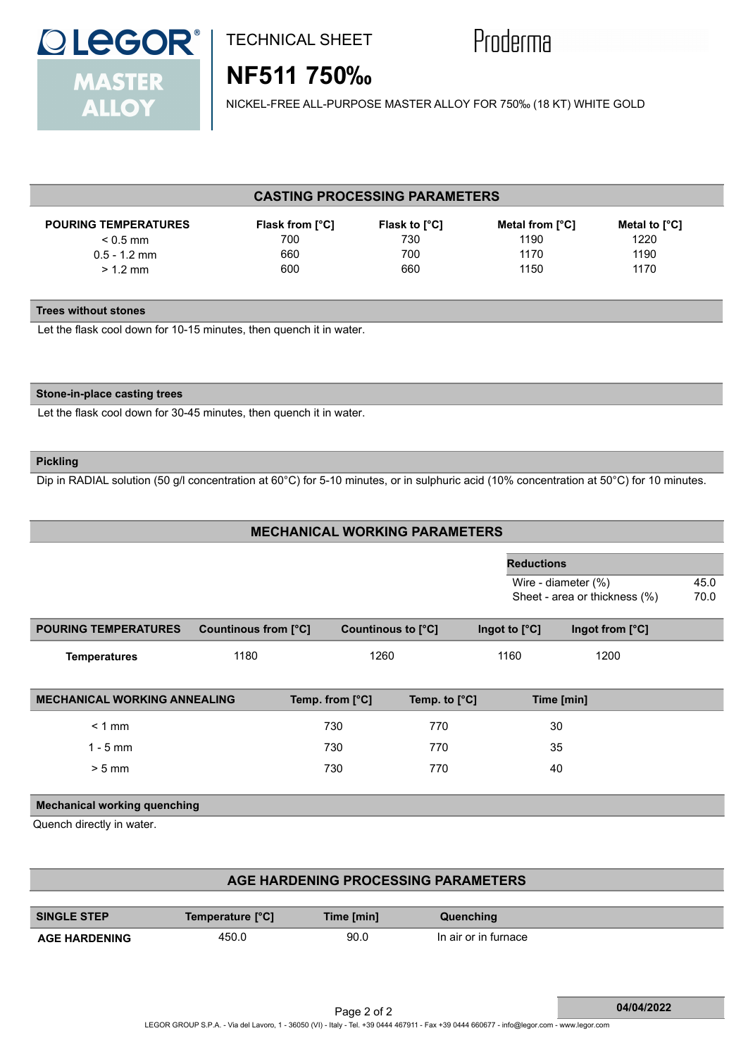LEGOR MASTER ALLOY

TECHNICAL SHEET

Proderma

# NF511 750‰

NICKEL-FREE ALL-PURPOSE MASTER ALLOY FOR 750‰ (18 KT) WHITE GOLD

## CASTING PROCESSING PARAMETERS

| POURING TEMPERATURES | Flask from [°C] | Flask to [°C] | Metal from [°C] | Metal to [°C] |
|---|---|---|---|---|
| < 0.5 mm | 700 | 730 | 1190 | 1220 |
| 0.5 - 1.2 mm | 660 | 700 | 1170 | 1190 |
| > 1.2 mm | 600 | 660 | 1150 | 1170 |

### Trees without stones

Let the flask cool down for 10-15 minutes, then quench it in water.

### Stone-in-place casting trees

Let the flask cool down for 30-45 minutes, then quench it in water.

### Pickling

Dip in RADIAL solution (50 g/l concentration at 60°C) for 5-10 minutes, or in sulphuric acid (10% concentration at 50°C) for 10 minutes.

## MECHANICAL WORKING PARAMETERS

| Reductions | |
|---|---|
| Wire - diameter (%) | 45.0 |
| Sheet - area or thickness (%) | 70.0 |

| POURING TEMPERATURES | Countinous from [°C] | Countinous to [°C] | Ingot to [°C] | Ingot from [°C] |
|---|---|---|---|---|
| **Temperatures** | 1180 | 1260 | 1160 | 1200 |

| MECHANICAL WORKING ANNEALING | Temp. from [°C] | Temp. to [°C] | Time [min] |
|---|---|---|---|
| < 1 mm | 730 | 770 | 30 |
| 1 - 5 mm | 730 | 770 | 35 |
| > 5 mm | 730 | 770 | 40 |

### Mechanical working quenching

Quench directly in water.

## AGE HARDENING PROCESSING PARAMETERS

| SINGLE STEP | Temperature [°C] | Time [min] | Quenching |
|---|---|---|---|
| **AGE HARDENING** | 450.0 | 90.0 | In air or in furnace |

04/04/2022

LEGOR GROUP S.P.A. - Via del Lavoro, 1 - 36050 (VI) - Italy - Tel. +39 0444 467911 - Fax +39 0444 660677 - info@legor.com - www.legor.com